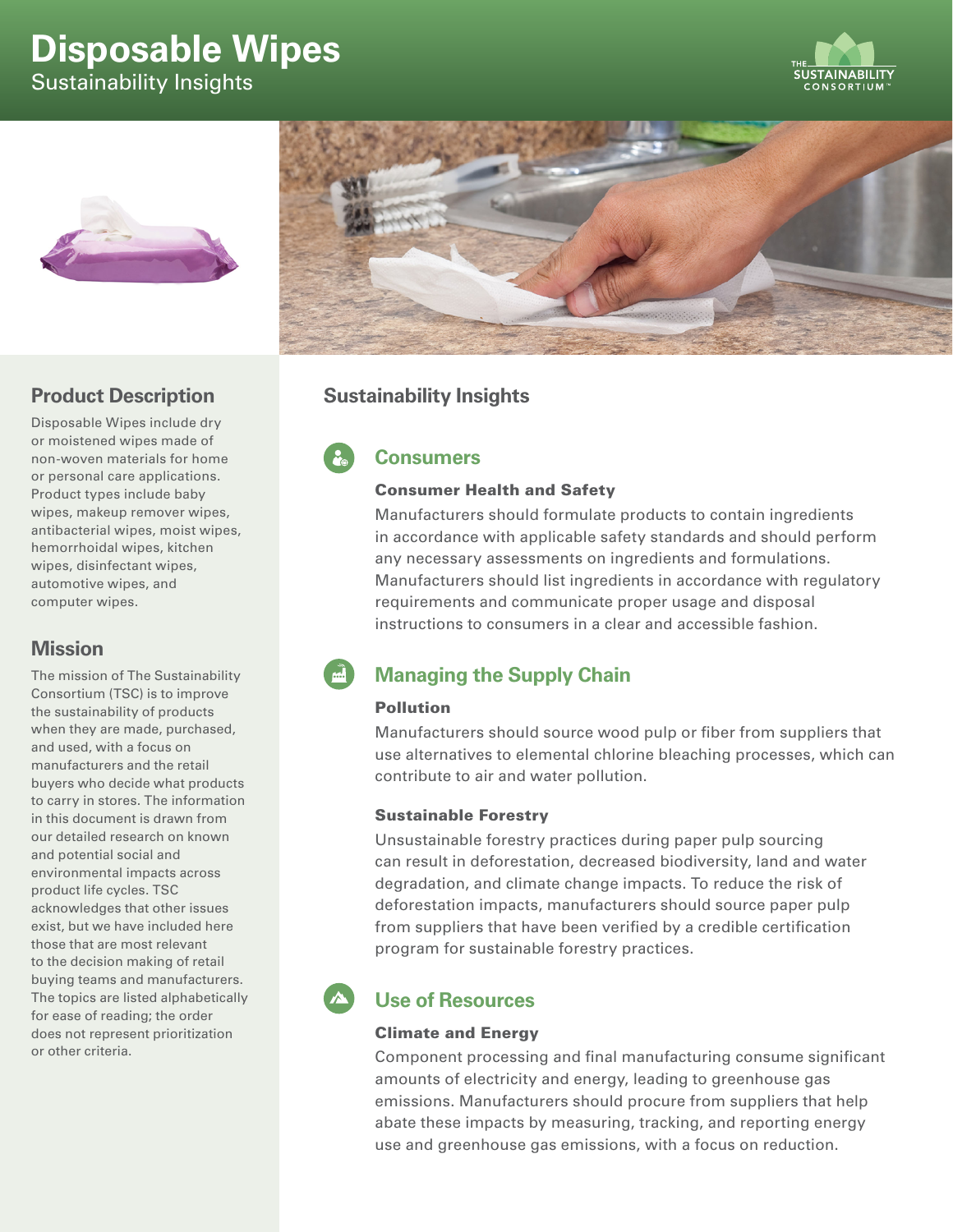# Disposable Wipes

Sustainability Insights

## Product Description

Disposable Wipes include dry or moistened wipes made of non-woven materials for home or personal care applications. Product types include baby wipes, makeup remover wipes, antibacterial wipes, moist wipes, hemorrhoidal wipes, kitchen wipes, disinfectant wipes, automotive wipes, and computer wipes.

## Mission

The mission of The Sustainability Consortium (TSC) is to improve the sustainability of products when they are made, purchased, and used, with a focus on manufacturers and the retail buyers who decide what products to carry in stores. The information in this document is drawn from our detailed research on known and potential social and environmental impacts across product life cycles. TSC acknowledges that other issues exist, but we have included here those that are most relevant to the decision making of retail buying teams and manufacturers. The topics are listed alphabetically for ease of reading; the order does not represent prioritization or other criteria.

## Sustainability Insights

### Consumers

#### Consumer Health and Safety

Manufacturers should formulate products to contain ingredients in accordance with applicable safety standards and should perform any necessary assessments on ingredients and formulations. Manufacturers should list ingredients in accordance with regulatory requirements and communicate proper usage and disposal instructions to consumers in a clear and accessible fashion.

### Managing the Supply Chain

#### Pollution

Manufacturers should source wood pulp or fiber from suppliers that use alternatives to elemental chlorine bleaching processes, which can contribute to air and water pollution.

#### Sustainable Forestry

Unsustainable forestry practices during paper pulp sourcing can result in deforestation, decreased biodiversity, land and water degradation, and climate change impacts. To reduce the risk of deforestation impacts, manufacturers should source paper pulp from suppliers that have been verified by a credible certification program for sustainable forestry practices.

### Use of Resources

#### Climate and Energy

Component processing and final manufacturing consume significant amounts of electricity and energy, leading to greenhouse gas emissions. Manufacturers should procure from suppliers that help abate these impacts by measuring, tracking, and reporting energy use and greenhouse gas emissions, with a focus on reduction.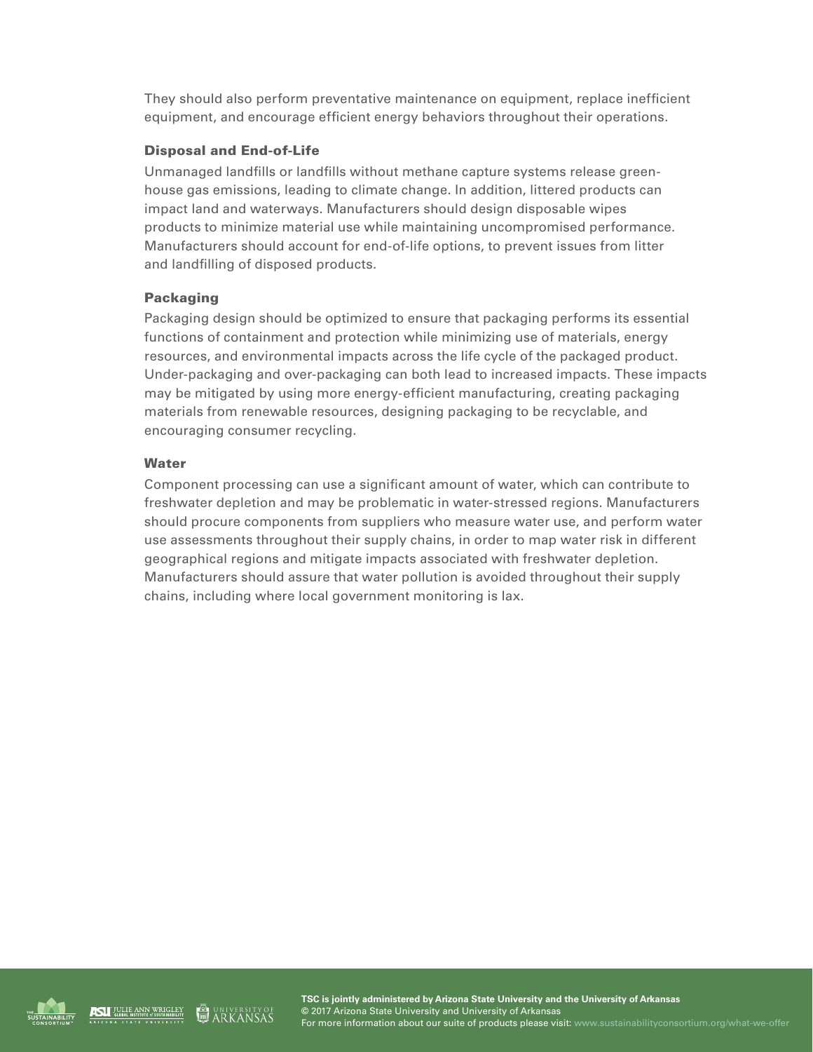They should also perform preventative maintenance on equipment, replace inefficient equipment, and encourage efficient energy behaviors throughout their operations.

### Disposal and End-of-Life

Unmanaged landfills or landfills without methane capture systems release greenhouse gas emissions, leading to climate change. In addition, littered products can impact land and waterways. Manufacturers should design disposable wipes products to minimize material use while maintaining uncompromised performance. Manufacturers should account for end-of-life options, to prevent issues from litter and landfilling of disposed products.

### Packaging

Packaging design should be optimized to ensure that packaging performs its essential functions of containment and protection while minimizing use of materials, energy resources, and environmental impacts across the life cycle of the packaged product. Under-packaging and over-packaging can both lead to increased impacts. These impacts may be mitigated by using more energy-efficient manufacturing, creating packaging materials from renewable resources, designing packaging to be recyclable, and encouraging consumer recycling.

### Water

Component processing can use a significant amount of water, which can contribute to freshwater depletion and may be problematic in water-stressed regions. Manufacturers should procure components from suppliers who measure water use, and perform water use assessments throughout their supply chains, in order to map water risk in different geographical regions and mitigate impacts associated with freshwater depletion. Manufacturers should assure that water pollution is avoided throughout their supply chains, including where local government monitoring is lax.

**TSC is jointly administered by Arizona State University and the University of Arkansas**
© 2017 Arizona State University and University of Arkansas
For more information about our suite of products please visit: www.sustainabilityconsortium.org/what-we-offer